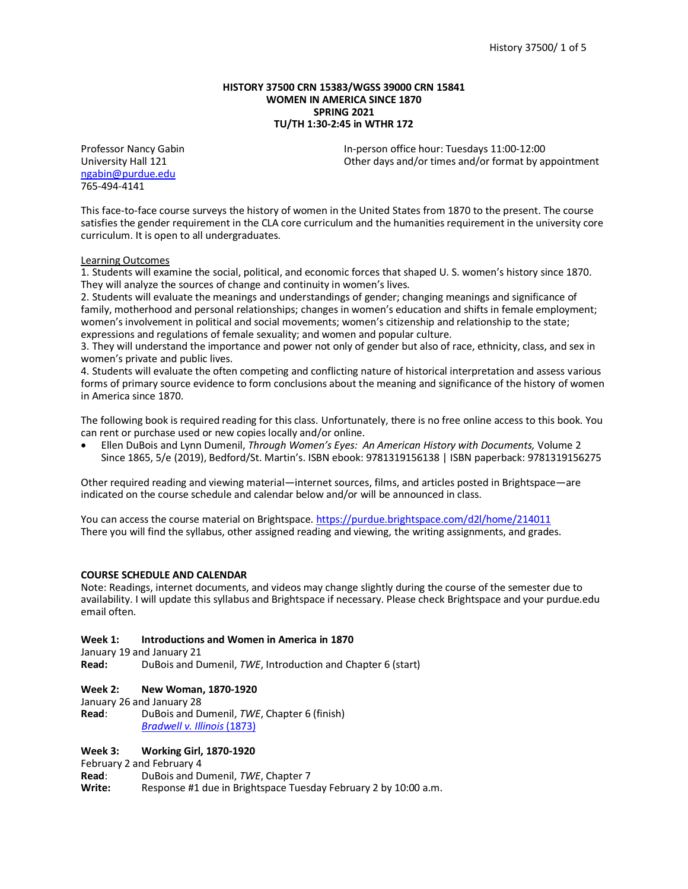**HISTORY 37500 CRN 15383/WGSS 39000 CRN 15841**
**WOMEN IN AMERICA SINCE 1870**
**SPRING 2021**
**TU/TH 1:30-2:45 in WTHR 172**

Professor Nancy Gabin
University Hall 121
[ngabin@purdue.edu](mailto:ngabin@purdue.edu)
765-494-4141

In-person office hour: Tuesdays 11:00-12:00
Other days and/or times and/or format by appointment

This face-to-face course surveys the history of women in the United States from 1870 to the present. The course satisfies the gender requirement in the CLA core curriculum and the humanities requirement in the university core curriculum. It is open to all undergraduates.

Learning Outcomes

1. Students will examine the social, political, and economic forces that shaped U. S. women's history since 1870. They will analyze the sources of change and continuity in women's lives.
2. Students will evaluate the meanings and understandings of gender; changing meanings and significance of family, motherhood and personal relationships; changes in women's education and shifts in female employment; women's involvement in political and social movements; women's citizenship and relationship to the state; expressions and regulations of female sexuality; and women and popular culture.
3. They will understand the importance and power not only of gender but also of race, ethnicity, class, and sex in women's private and public lives.
4. Students will evaluate the often competing and conflicting nature of historical interpretation and assess various forms of primary source evidence to form conclusions about the meaning and significance of the history of women in America since 1870.

The following book is required reading for this class. Unfortunately, there is no free online access to this book. You can rent or purchase used or new copies locally and/or online.

- Ellen DuBois and Lynn Dumenil, *Through Women's Eyes: An American History with Documents,* Volume 2 Since 1865, 5/e (2019), Bedford/St. Martin's. ISBN ebook: 9781319156138 | ISBN paperback: 9781319156275

Other required reading and viewing material—internet sources, films, and articles posted in Brightspace—are indicated on the course schedule and calendar below and/or will be announced in class.

You can access the course material on Brightspace. https://purdue.brightspace.com/d2l/home/214011
There you will find the syllabus, other assigned reading and viewing, the writing assignments, and grades.

**COURSE SCHEDULE AND CALENDAR**
Note: Readings, internet documents, and videos may change slightly during the course of the semester due to availability. I will update this syllabus and Brightspace if necessary. Please check Brightspace and your purdue.edu email often.

**Week 1: Introductions and Women in America in 1870**
January 19 and January 21
**Read:** DuBois and Dumenil, *TWE*, Introduction and Chapter 6 (start)

**Week 2: New Woman, 1870-1920**
January 26 and January 28
**Read:** DuBois and Dumenil, *TWE*, Chapter 6 (finish)
*Bradwell v. Illinois* (1873)

**Week 3: Working Girl, 1870-1920**
February 2 and February 4
**Read:** DuBois and Dumenil, *TWE*, Chapter 7
**Write:** Response #1 due in Brightspace Tuesday February 2 by 10:00 a.m.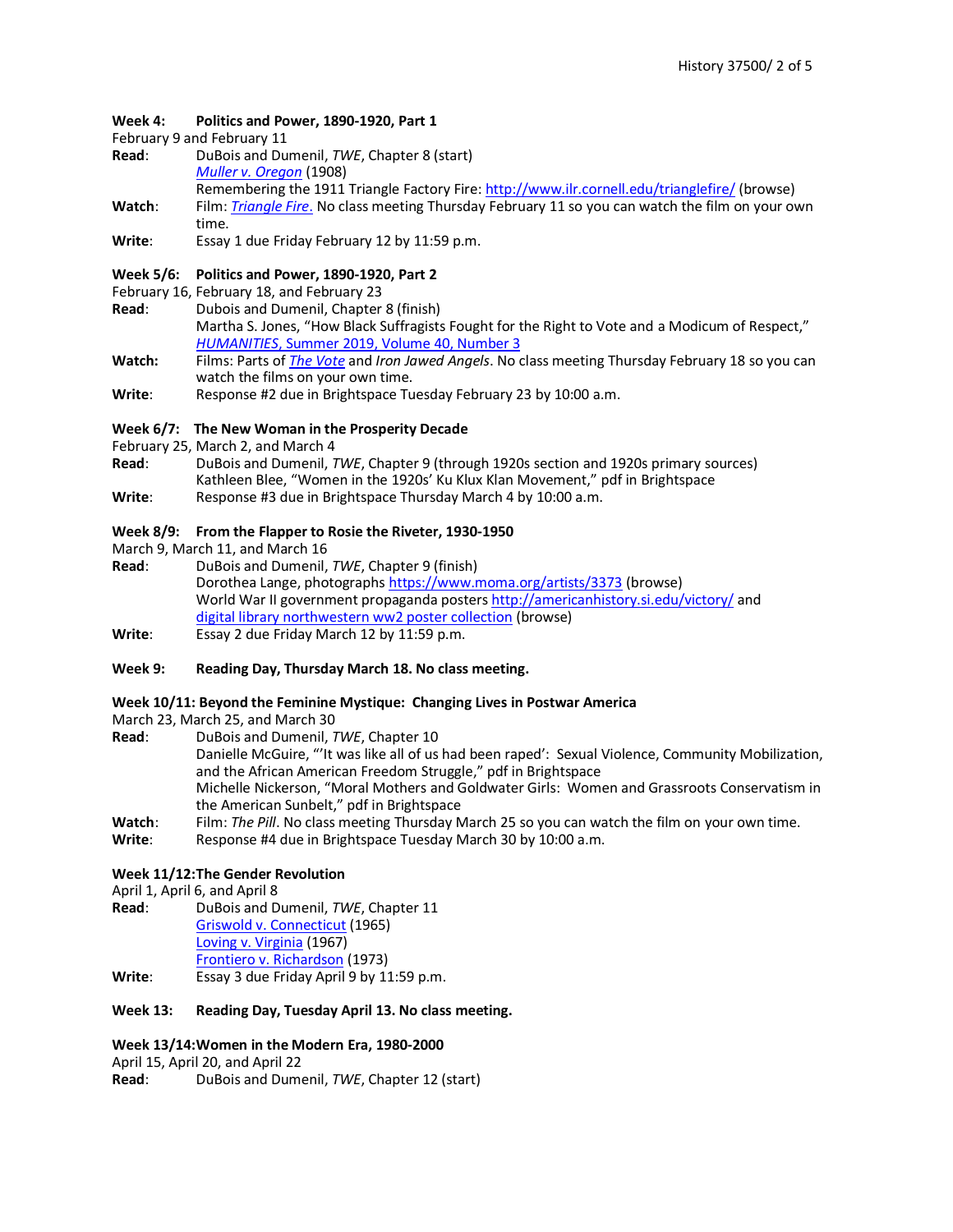**Week 4: Politics and Power, 1890-1920, Part 1**

February 9 and February 11

**Read**: DuBois and Dumenil, *TWE*, Chapter 8 (start)
*Muller v. Oregon* (1908)
Remembering the 1911 Triangle Factory Fire: http://www.ilr.cornell.edu/trianglefire/ (browse)

**Watch**: Film: *Triangle Fire*. No class meeting Thursday February 11 so you can watch the film on your own time.

**Write**: Essay 1 due Friday February 12 by 11:59 p.m.

**Week 5/6: Politics and Power, 1890-1920, Part 2**

February 16, February 18, and February 23

**Read**: Dubois and Dumenil, Chapter 8 (finish)
Martha S. Jones, "How Black Suffragists Fought for the Right to Vote and a Modicum of Respect," *HUMANITIES*, Summer 2019, Volume 40, Number 3

**Watch**: Films: Parts of *The Vote* and *Iron Jawed Angels*. No class meeting Thursday February 18 so you can watch the films on your own time.

**Write**: Response #2 due in Brightspace Tuesday February 23 by 10:00 a.m.

**Week 6/7: The New Woman in the Prosperity Decade**

February 25, March 2, and March 4

**Read**: DuBois and Dumenil, *TWE*, Chapter 9 (through 1920s section and 1920s primary sources)
Kathleen Blee, "Women in the 1920s' Ku Klux Klan Movement," pdf in Brightspace

**Write**: Response #3 due in Brightspace Thursday March 4 by 10:00 a.m.

**Week 8/9: From the Flapper to Rosie the Riveter, 1930-1950**

March 9, March 11, and March 16

**Read**: DuBois and Dumenil, *TWE*, Chapter 9 (finish)
Dorothea Lange, photographs https://www.moma.org/artists/3373 (browse)
World War II government propaganda posters http://americanhistory.si.edu/victory/ and digital library northwestern ww2 poster collection (browse)

**Write**: Essay 2 due Friday March 12 by 11:59 p.m.

**Week 9: Reading Day, Thursday March 18. No class meeting.**

**Week 10/11: Beyond the Feminine Mystique: Changing Lives in Postwar America**

March 23, March 25, and March 30

**Read**: DuBois and Dumenil, *TWE*, Chapter 10
Danielle McGuire, "'It was like all of us had been raped': Sexual Violence, Community Mobilization, and the African American Freedom Struggle," pdf in Brightspace
Michelle Nickerson, "Moral Mothers and Goldwater Girls: Women and Grassroots Conservatism in the American Sunbelt," pdf in Brightspace

**Watch**: Film: *The Pill*. No class meeting Thursday March 25 so you can watch the film on your own time.

**Write**: Response #4 due in Brightspace Tuesday March 30 by 10:00 a.m.

**Week 11/12: The Gender Revolution**

April 1, April 6, and April 8

**Read**: DuBois and Dumenil, *TWE*, Chapter 11
Griswold v. Connecticut (1965)
Loving v. Virginia (1967)
Frontiero v. Richardson (1973)

**Write**: Essay 3 due Friday April 9 by 11:59 p.m.

**Week 13: Reading Day, Tuesday April 13. No class meeting.**

**Week 13/14: Women in the Modern Era, 1980-2000**

April 15, April 20, and April 22

**Read**: DuBois and Dumenil, *TWE*, Chapter 12 (start)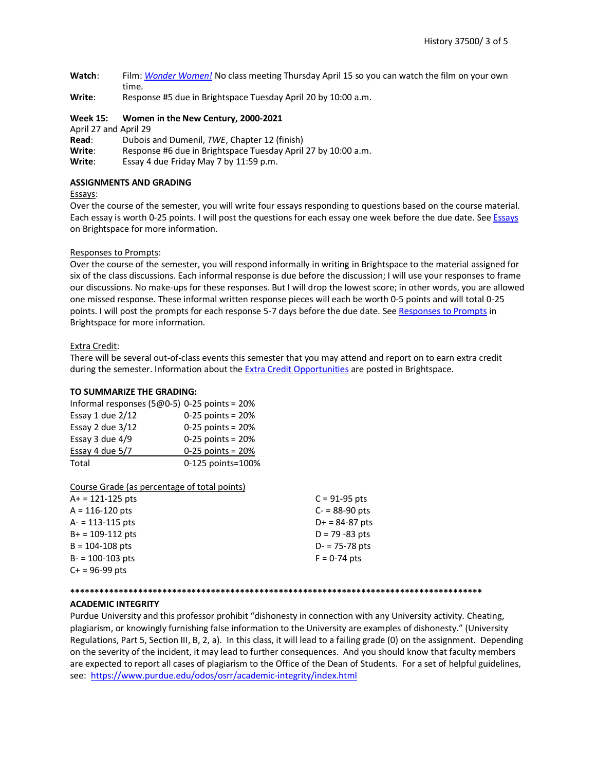**Watch**: Film: *Wonder Women!* No class meeting Thursday April 15 so you can watch the film on your own time.
**Write**: Response #5 due in Brightspace Tuesday April 20 by 10:00 a.m.

**Week 15: Women in the New Century, 2000-2021**
April 27 and April 29
**Read**: Dubois and Dumenil, *TWE*, Chapter 12 (finish)
**Write**: Response #6 due in Brightspace Tuesday April 27 by 10:00 a.m.
**Write**: Essay 4 due Friday May 7 by 11:59 p.m.

**ASSIGNMENTS AND GRADING**

Essays:
Over the course of the semester, you will write four essays responding to questions based on the course material. Each essay is worth 0-25 points. I will post the questions for each essay one week before the due date. See Essays on Brightspace for more information.

Responses to Prompts:
Over the course of the semester, you will respond informally in writing in Brightspace to the material assigned for six of the class discussions. Each informal response is due before the discussion; I will use your responses to frame our discussions. No make-ups for these responses. But I will drop the lowest score; in other words, you are allowed one missed response. These informal written response pieces will each be worth 0-5 points and will total 0-25 points. I will post the prompts for each response 5-7 days before the due date. See Responses to Prompts in Brightspace for more information.

Extra Credit:
There will be several out-of-class events this semester that you may attend and report on to earn extra credit during the semester. Information about the Extra Credit Opportunities are posted in Brightspace.

**TO SUMMARIZE THE GRADING:**

| | |
|---|---|
| Informal responses (5@0-5) | 0-25 points = 20% |
| Essay 1 due 2/12 | 0-25 points = 20% |
| Essay 2 due 3/12 | 0-25 points = 20% |
| Essay 3 due 4/9 | 0-25 points = 20% |
| Essay 4 due 5/7 | 0-25 points = 20% |
| Total | 0-125 points=100% |

Course Grade (as percentage of total points)

| | |
|---|---|
| A+ = 121-125 pts | C = 91-95 pts |
| A = 116-120 pts | C- = 88-90 pts |
| A- = 113-115 pts | D+ = 84-87 pts |
| B+ = 109-112 pts | D = 79 -83 pts |
| B = 104-108 pts | D- = 75-78 pts |
| B- = 100-103 pts | F = 0-74 pts |
| C+ = 96-99 pts | |

*******************************************************************************************

**ACADEMIC INTEGRITY**
Purdue University and this professor prohibit "dishonesty in connection with any University activity. Cheating, plagiarism, or knowingly furnishing false information to the University are examples of dishonesty." (University Regulations, Part 5, Section III, B, 2, a). In this class, it will lead to a failing grade (0) on the assignment. Depending on the severity of the incident, it may lead to further consequences. And you should know that faculty members are expected to report all cases of plagiarism to the Office of the Dean of Students. For a set of helpful guidelines, see: https://www.purdue.edu/odos/osrr/academic-integrity/index.html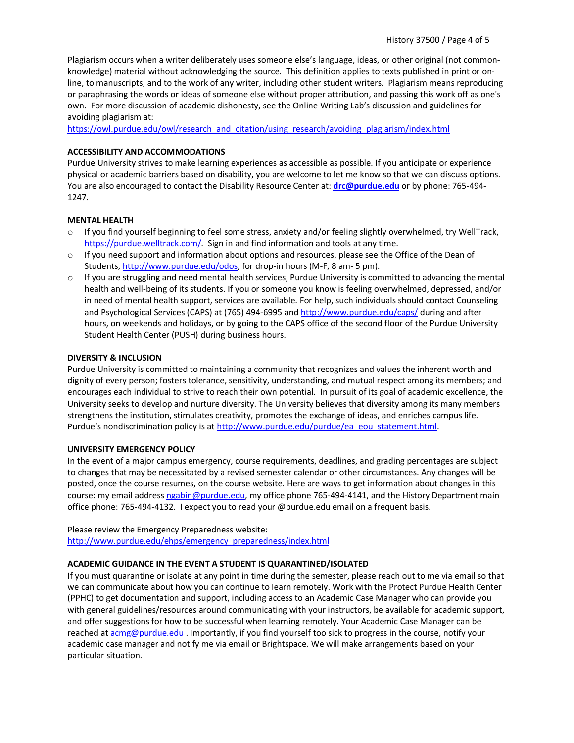Plagiarism occurs when a writer deliberately uses someone else's language, ideas, or other original (not common-knowledge) material without acknowledging the source. This definition applies to texts published in print or on-line, to manuscripts, and to the work of any writer, including other student writers. Plagiarism means reproducing or paraphrasing the words or ideas of someone else without proper attribution, and passing this work off as one's own. For more discussion of academic dishonesty, see the Online Writing Lab's discussion and guidelines for avoiding plagiarism at:
https://owl.purdue.edu/owl/research_and_citation/using_research/avoiding_plagiarism/index.html

**ACCESSIBILITY AND ACCOMMODATIONS**

Purdue University strives to make learning experiences as accessible as possible. If you anticipate or experience physical or academic barriers based on disability, you are welcome to let me know so that we can discuss options. You are also encouraged to contact the Disability Resource Center at: **drc@purdue.edu** or by phone: 765-494-1247.

**MENTAL HEALTH**

- If you find yourself beginning to feel some stress, anxiety and/or feeling slightly overwhelmed, try WellTrack, https://purdue.welltrack.com/. Sign in and find information and tools at any time.
- If you need support and information about options and resources, please see the Office of the Dean of Students, http://www.purdue.edu/odos, for drop-in hours (M-F, 8 am- 5 pm).
- If you are struggling and need mental health services, Purdue University is committed to advancing the mental health and well-being of its students. If you or someone you know is feeling overwhelmed, depressed, and/or in need of mental health support, services are available. For help, such individuals should contact Counseling and Psychological Services (CAPS) at (765) 494-6995 and http://www.purdue.edu/caps/ during and after hours, on weekends and holidays, or by going to the CAPS office of the second floor of the Purdue University Student Health Center (PUSH) during business hours.

**DIVERSITY & INCLUSION**

Purdue University is committed to maintaining a community that recognizes and values the inherent worth and dignity of every person; fosters tolerance, sensitivity, understanding, and mutual respect among its members; and encourages each individual to strive to reach their own potential. In pursuit of its goal of academic excellence, the University seeks to develop and nurture diversity. The University believes that diversity among its many members strengthens the institution, stimulates creativity, promotes the exchange of ideas, and enriches campus life. Purdue's nondiscrimination policy is at http://www.purdue.edu/purdue/ea_eou_statement.html.

**UNIVERSITY EMERGENCY POLICY**

In the event of a major campus emergency, course requirements, deadlines, and grading percentages are subject to changes that may be necessitated by a revised semester calendar or other circumstances. Any changes will be posted, once the course resumes, on the course website. Here are ways to get information about changes in this course: my email address ngabin@purdue.edu, my office phone 765-494-4141, and the History Department main office phone: 765-494-4132. I expect you to read your @purdue.edu email on a frequent basis.

Please review the Emergency Preparedness website:
http://www.purdue.edu/ehps/emergency_preparedness/index.html

**ACADEMIC GUIDANCE IN THE EVENT A STUDENT IS QUARANTINED/ISOLATED**

If you must quarantine or isolate at any point in time during the semester, please reach out to me via email so that we can communicate about how you can continue to learn remotely. Work with the Protect Purdue Health Center (PPHC) to get documentation and support, including access to an Academic Case Manager who can provide you with general guidelines/resources around communicating with your instructors, be available for academic support, and offer suggestions for how to be successful when learning remotely. Your Academic Case Manager can be reached at acmg@purdue.edu . Importantly, if you find yourself too sick to progress in the course, notify your academic case manager and notify me via email or Brightspace. We will make arrangements based on your particular situation.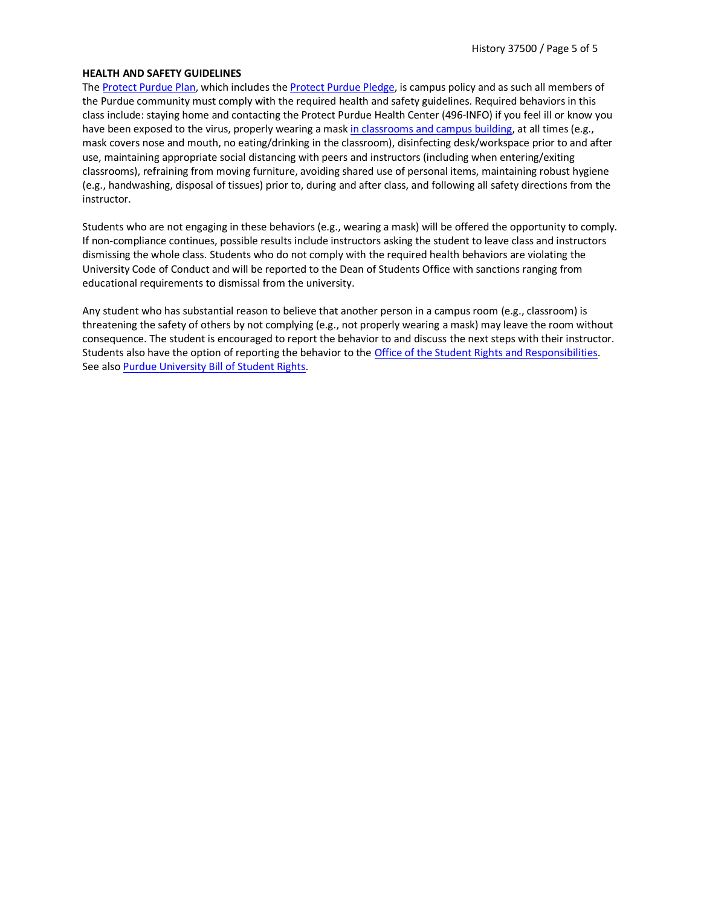**HEALTH AND SAFETY GUIDELINES**

The Protect Purdue Plan, which includes the Protect Purdue Pledge, is campus policy and as such all members of the Purdue community must comply with the required health and safety guidelines. Required behaviors in this class include: staying home and contacting the Protect Purdue Health Center (496-INFO) if you feel ill or know you have been exposed to the virus, properly wearing a mask in classrooms and campus building, at all times (e.g., mask covers nose and mouth, no eating/drinking in the classroom), disinfecting desk/workspace prior to and after use, maintaining appropriate social distancing with peers and instructors (including when entering/exiting classrooms), refraining from moving furniture, avoiding shared use of personal items, maintaining robust hygiene (e.g., handwashing, disposal of tissues) prior to, during and after class, and following all safety directions from the instructor.

Students who are not engaging in these behaviors (e.g., wearing a mask) will be offered the opportunity to comply. If non-compliance continues, possible results include instructors asking the student to leave class and instructors dismissing the whole class. Students who do not comply with the required health behaviors are violating the University Code of Conduct and will be reported to the Dean of Students Office with sanctions ranging from educational requirements to dismissal from the university.

Any student who has substantial reason to believe that another person in a campus room (e.g., classroom) is threatening the safety of others by not complying (e.g., not properly wearing a mask) may leave the room without consequence. The student is encouraged to report the behavior to and discuss the next steps with their instructor. Students also have the option of reporting the behavior to the Office of the Student Rights and Responsibilities. See also Purdue University Bill of Student Rights.